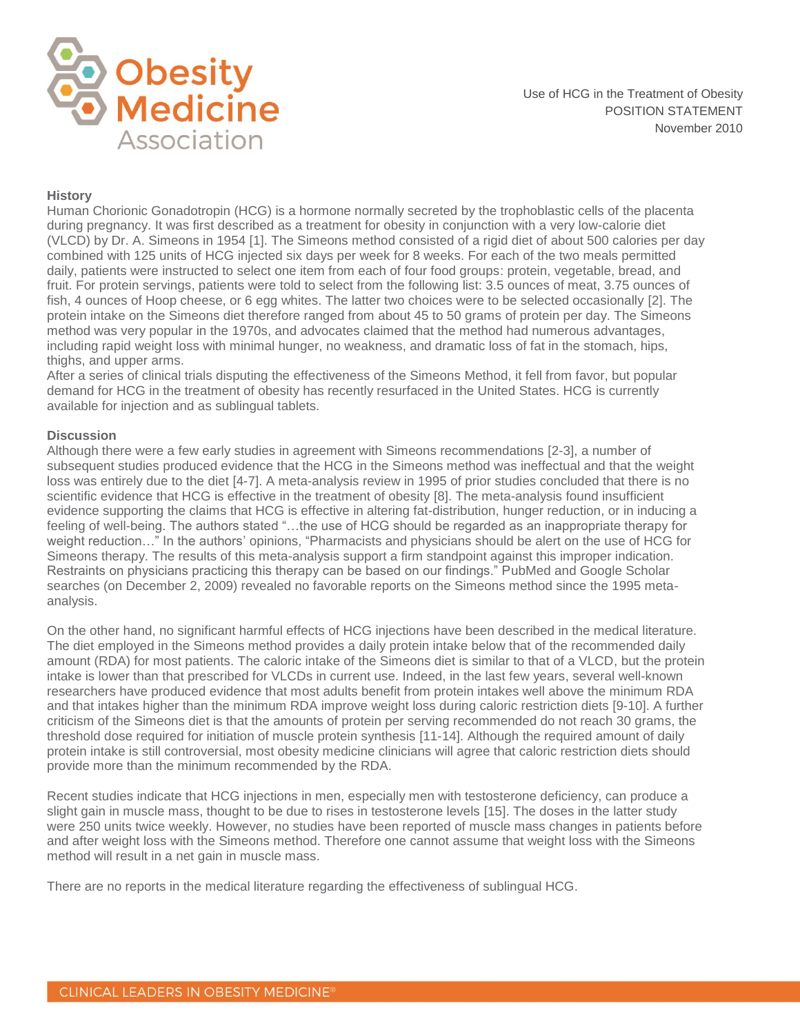Obesity Medicine Association

Use of HCG in the Treatment of Obesity
POSITION STATEMENT
November 2010

## History

Human Chorionic Gonadotropin (HCG) is a hormone normally secreted by the trophoblastic cells of the placenta during pregnancy. It was first described as a treatment for obesity in conjunction with a very low-calorie diet (VLCD) by Dr. A. Simeons in 1954 [1]. The Simeons method consisted of a rigid diet of about 500 calories per day combined with 125 units of HCG injected six days per week for 8 weeks. For each of the two meals permitted daily, patients were instructed to select one item from each of four food groups: protein, vegetable, bread, and fruit. For protein servings, patients were told to select from the following list: 3.5 ounces of meat, 3.75 ounces of fish, 4 ounces of Hoop cheese, or 6 egg whites. The latter two choices were to be selected occasionally [2]. The protein intake on the Simeons diet therefore ranged from about 45 to 50 grams of protein per day. The Simeons method was very popular in the 1970s, and advocates claimed that the method had numerous advantages, including rapid weight loss with minimal hunger, no weakness, and dramatic loss of fat in the stomach, hips, thighs, and upper arms.

After a series of clinical trials disputing the effectiveness of the Simeons Method, it fell from favor, but popular demand for HCG in the treatment of obesity has recently resurfaced in the United States. HCG is currently available for injection and as sublingual tablets.

## Discussion

Although there were a few early studies in agreement with Simeons recommendations [2-3], a number of subsequent studies produced evidence that the HCG in the Simeons method was ineffectual and that the weight loss was entirely due to the diet [4-7]. A meta-analysis review in 1995 of prior studies concluded that there is no scientific evidence that HCG is effective in the treatment of obesity [8]. The meta-analysis found insufficient evidence supporting the claims that HCG is effective in altering fat-distribution, hunger reduction, or in inducing a feeling of well-being. The authors stated "…the use of HCG should be regarded as an inappropriate therapy for weight reduction…" In the authors' opinions, "Pharmacists and physicians should be alert on the use of HCG for Simeons therapy. The results of this meta-analysis support a firm standpoint against this improper indication. Restraints on physicians practicing this therapy can be based on our findings." PubMed and Google Scholar searches (on December 2, 2009) revealed no favorable reports on the Simeons method since the 1995 meta-analysis.

On the other hand, no significant harmful effects of HCG injections have been described in the medical literature. The diet employed in the Simeons method provides a daily protein intake below that of the recommended daily amount (RDA) for most patients. The caloric intake of the Simeons diet is similar to that of a VLCD, but the protein intake is lower than that prescribed for VLCDs in current use. Indeed, in the last few years, several well-known researchers have produced evidence that most adults benefit from protein intakes well above the minimum RDA and that intakes higher than the minimum RDA improve weight loss during caloric restriction diets [9-10]. A further criticism of the Simeons diet is that the amounts of protein per serving recommended do not reach 30 grams, the threshold dose required for initiation of muscle protein synthesis [11-14]. Although the required amount of daily protein intake is still controversial, most obesity medicine clinicians will agree that caloric restriction diets should provide more than the minimum recommended by the RDA.

Recent studies indicate that HCG injections in men, especially men with testosterone deficiency, can produce a slight gain in muscle mass, thought to be due to rises in testosterone levels [15]. The doses in the latter study were 250 units twice weekly. However, no studies have been reported of muscle mass changes in patients before and after weight loss with the Simeons method. Therefore one cannot assume that weight loss with the Simeons method will result in a net gain in muscle mass.

There are no reports in the medical literature regarding the effectiveness of sublingual HCG.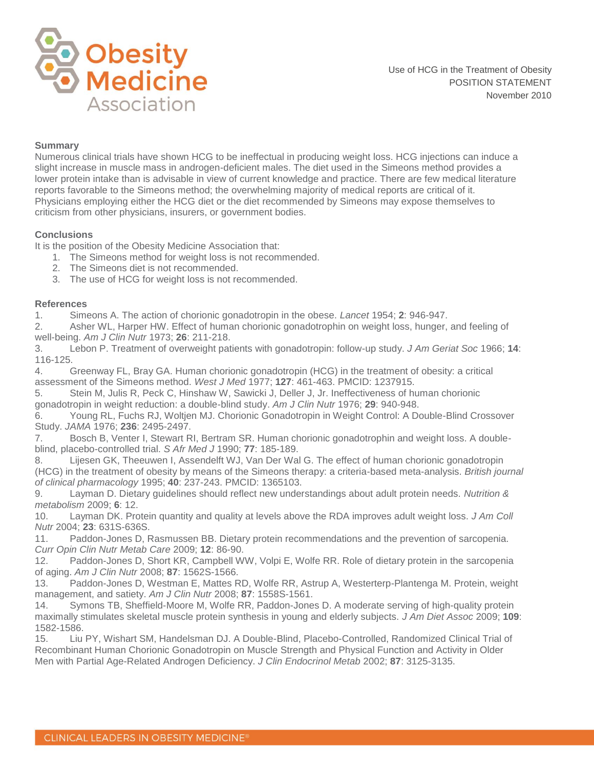Use of HCG in the Treatment of Obesity
POSITION STATEMENT
November 2010

## Summary

Numerous clinical trials have shown HCG to be ineffectual in producing weight loss. HCG injections can induce a slight increase in muscle mass in androgen-deficient males. The diet used in the Simeons method provides a lower protein intake than is advisable in view of current knowledge and practice. There are few medical literature reports favorable to the Simeons method; the overwhelming majority of medical reports are critical of it. Physicians employing either the HCG diet or the diet recommended by Simeons may expose themselves to criticism from other physicians, insurers, or government bodies.

## Conclusions

It is the position of the Obesity Medicine Association that:

1. The Simeons method for weight loss is not recommended.
2. The Simeons diet is not recommended.
3. The use of HCG for weight loss is not recommended.

## References

1. Simeons A. The action of chorionic gonadotropin in the obese. *Lancet* 1954; **2**: 946-947.
2. Asher WL, Harper HW. Effect of human chorionic gonadotrophin on weight loss, hunger, and feeling of well-being. *Am J Clin Nutr* 1973; **26**: 211-218.
3. Lebon P. Treatment of overweight patients with gonadotropin: follow-up study. *J Am Geriat Soc* 1966; **14**: 116-125.
4. Greenway FL, Bray GA. Human chorionic gonadotropin (HCG) in the treatment of obesity: a critical assessment of the Simeons method. *West J Med* 1977; **127**: 461-463. PMCID: 1237915.
5. Stein M, Julis R, Peck C, Hinshaw W, Sawicki J, Deller J, Jr. Ineffectiveness of human chorionic gonadotropin in weight reduction: a double-blind study. *Am J Clin Nutr* 1976; **29**: 940-948.
6. Young RL, Fuchs RJ, Woltjen MJ. Chorionic Gonadotropin in Weight Control: A Double-Blind Crossover Study. *JAMA* 1976; **236**: 2495-2497.
7. Bosch B, Venter I, Stewart RI, Bertram SR. Human chorionic gonadotrophin and weight loss. A double-blind, placebo-controlled trial. *S Afr Med J* 1990; **77**: 185-189.
8. Lijesen GK, Theeuwen I, Assendelft WJ, Van Der Wal G. The effect of human chorionic gonadotropin (HCG) in the treatment of obesity by means of the Simeons therapy: a criteria-based meta-analysis. *British journal of clinical pharmacology* 1995; **40**: 237-243. PMCID: 1365103.
9. Layman D. Dietary guidelines should reflect new understandings about adult protein needs. *Nutrition & metabolism* 2009; **6**: 12.
10. Layman DK. Protein quantity and quality at levels above the RDA improves adult weight loss. *J Am Coll Nutr* 2004; **23**: 631S-636S.
11. Paddon-Jones D, Rasmussen BB. Dietary protein recommendations and the prevention of sarcopenia. *Curr Opin Clin Nutr Metab Care* 2009; **12**: 86-90.
12. Paddon-Jones D, Short KR, Campbell WW, Volpi E, Wolfe RR. Role of dietary protein in the sarcopenia of aging. *Am J Clin Nutr* 2008; **87**: 1562S-1566.
13. Paddon-Jones D, Westman E, Mattes RD, Wolfe RR, Astrup A, Westerterp-Plantenga M. Protein, weight management, and satiety. *Am J Clin Nutr* 2008; **87**: 1558S-1561.
14. Symons TB, Sheffield-Moore M, Wolfe RR, Paddon-Jones D. A moderate serving of high-quality protein maximally stimulates skeletal muscle protein synthesis in young and elderly subjects. *J Am Diet Assoc* 2009; **109**: 1582-1586.
15. Liu PY, Wishart SM, Handelsman DJ. A Double-Blind, Placebo-Controlled, Randomized Clinical Trial of Recombinant Human Chorionic Gonadotropin on Muscle Strength and Physical Function and Activity in Older Men with Partial Age-Related Androgen Deficiency. *J Clin Endocrinol Metab* 2002; **87**: 3125-3135.